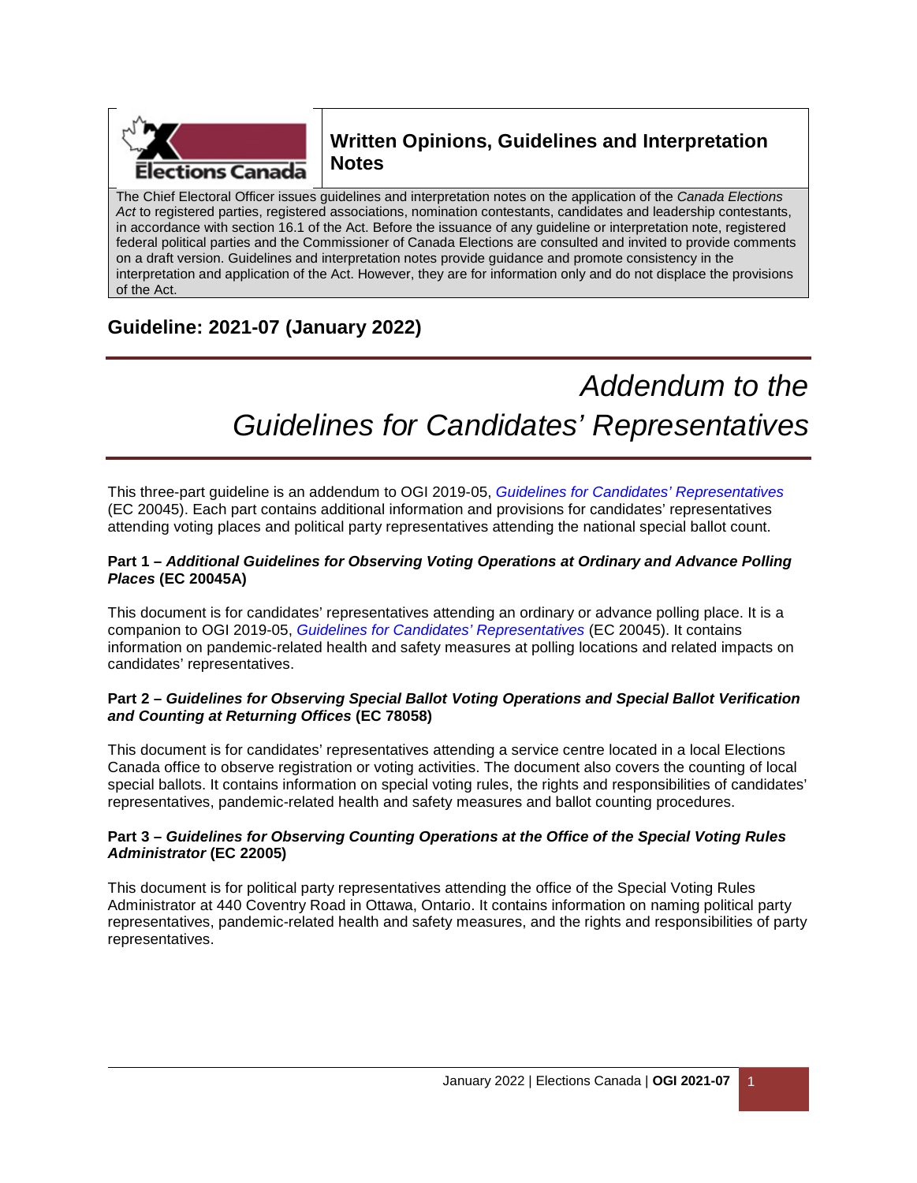# Written Opinions, Guidelines and Interpretation Notes

The Chief Electoral Officer issues guidelines and interpretation notes on the application of the *Canada Elections Act* to registered parties, registered associations, nomination contestants, candidates and leadership contestants, in accordance with section 16.1 of the Act. Before the issuance of any guideline or interpretation note, registered federal political parties and the Commissioner of Canada Elections are consulted and invited to provide comments on a draft version. Guidelines and interpretation notes provide guidance and promote consistency in the interpretation and application of the Act. However, they are for information only and do not displace the provisions of the Act.

## Guideline: 2021-07 (January 2022)

# *Addendum to the Guidelines for Candidates' Representatives*

This three-part guideline is an addendum to OGI 2019-05, *Guidelines for Candidates' Representatives* (EC 20045). Each part contains additional information and provisions for candidates' representatives attending voting places and political party representatives attending the national special ballot count.

**Part 1 – *Additional Guidelines for Observing Voting Operations at Ordinary and Advance Polling Places* (EC 20045A)**

This document is for candidates' representatives attending an ordinary or advance polling place. It is a companion to OGI 2019-05, *Guidelines for Candidates' Representatives* (EC 20045). It contains information on pandemic-related health and safety measures at polling locations and related impacts on candidates' representatives.

**Part 2 – *Guidelines for Observing Special Ballot Voting Operations and Special Ballot Verification and Counting at Returning Offices* (EC 78058)**

This document is for candidates' representatives attending a service centre located in a local Elections Canada office to observe registration or voting activities. The document also covers the counting of local special ballots. It contains information on special voting rules, the rights and responsibilities of candidates' representatives, pandemic-related health and safety measures and ballot counting procedures.

**Part 3 – *Guidelines for Observing Counting Operations at the Office of the Special Voting Rules Administrator* (EC 22005)**

This document is for political party representatives attending the office of the Special Voting Rules Administrator at 440 Coventry Road in Ottawa, Ontario. It contains information on naming political party representatives, pandemic-related health and safety measures, and the rights and responsibilities of party representatives.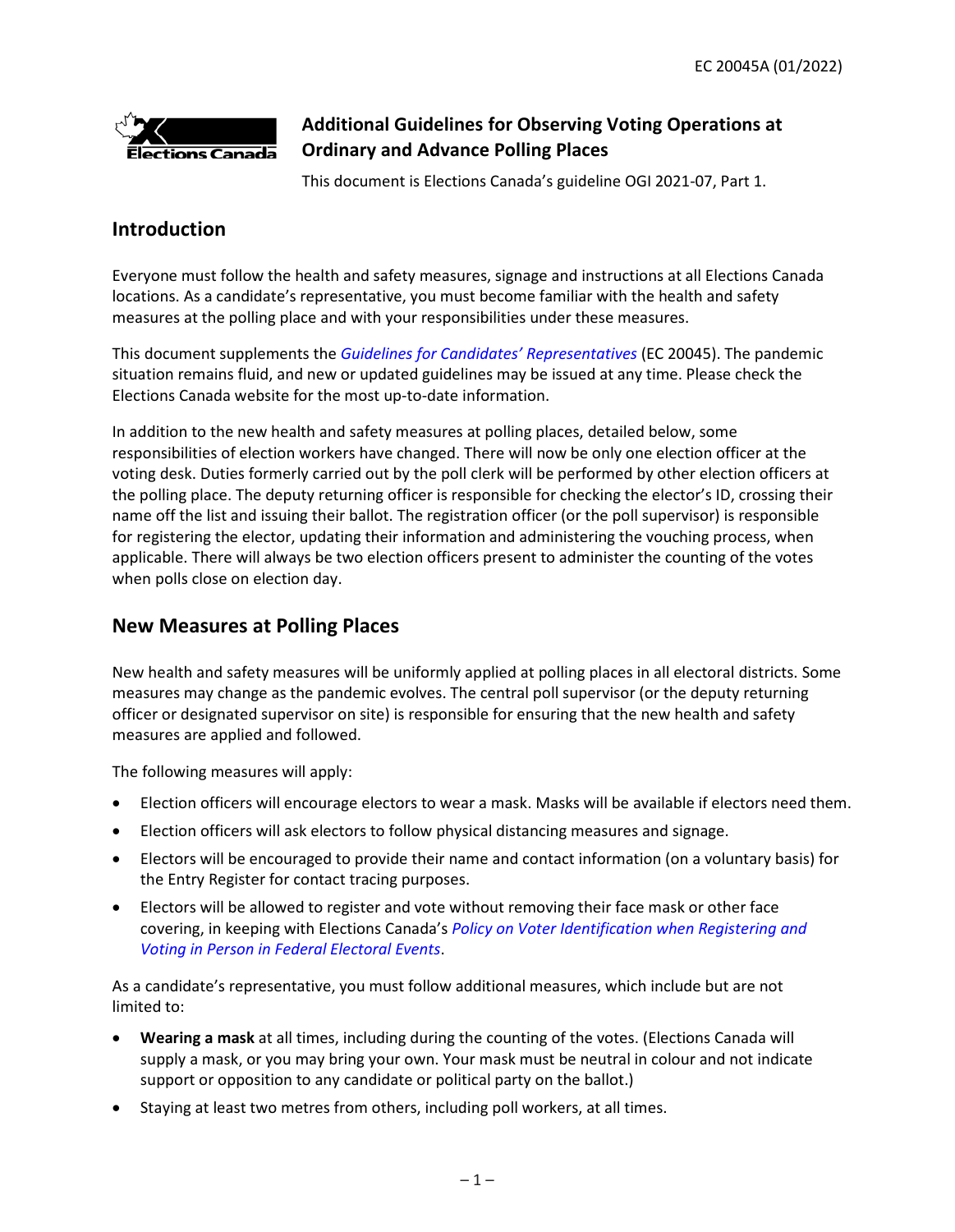EC 20045A (01/2022)

# Additional Guidelines for Observing Voting Operations at Ordinary and Advance Polling Places

This document is Elections Canada's guideline OGI 2021-07, Part 1.

## Introduction

Everyone must follow the health and safety measures, signage and instructions at all Elections Canada locations. As a candidate's representative, you must become familiar with the health and safety measures at the polling place and with your responsibilities under these measures.

This document supplements the *Guidelines for Candidates' Representatives* (EC 20045). The pandemic situation remains fluid, and new or updated guidelines may be issued at any time. Please check the Elections Canada website for the most up-to-date information.

In addition to the new health and safety measures at polling places, detailed below, some responsibilities of election workers have changed. There will now be only one election officer at the voting desk. Duties formerly carried out by the poll clerk will be performed by other election officers at the polling place. The deputy returning officer is responsible for checking the elector's ID, crossing their name off the list and issuing their ballot. The registration officer (or the poll supervisor) is responsible for registering the elector, updating their information and administering the vouching process, when applicable. There will always be two election officers present to administer the counting of the votes when polls close on election day.

## New Measures at Polling Places

New health and safety measures will be uniformly applied at polling places in all electoral districts. Some measures may change as the pandemic evolves. The central poll supervisor (or the deputy returning officer or designated supervisor on site) is responsible for ensuring that the new health and safety measures are applied and followed.

The following measures will apply:

- Election officers will encourage electors to wear a mask. Masks will be available if electors need them.
- Election officers will ask electors to follow physical distancing measures and signage.
- Electors will be encouraged to provide their name and contact information (on a voluntary basis) for the Entry Register for contact tracing purposes.
- Electors will be allowed to register and vote without removing their face mask or other face covering, in keeping with Elections Canada's *Policy on Voter Identification when Registering and Voting in Person in Federal Electoral Events*.

As a candidate's representative, you must follow additional measures, which include but are not limited to:

- **Wearing a mask** at all times, including during the counting of the votes. (Elections Canada will supply a mask, or you may bring your own. Your mask must be neutral in colour and not indicate support or opposition to any candidate or political party on the ballot.)
- Staying at least two metres from others, including poll workers, at all times.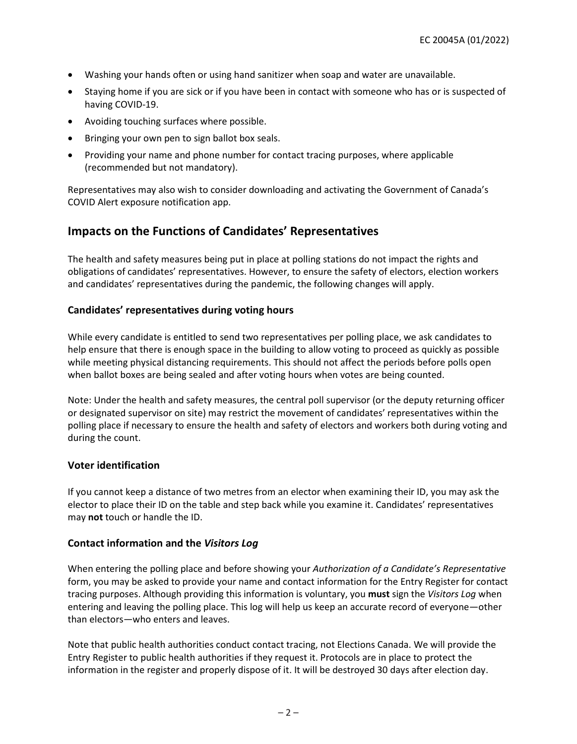- Washing your hands often or using hand sanitizer when soap and water are unavailable.
- Staying home if you are sick or if you have been in contact with someone who has or is suspected of having COVID-19.
- Avoiding touching surfaces where possible.
- Bringing your own pen to sign ballot box seals.
- Providing your name and phone number for contact tracing purposes, where applicable (recommended but not mandatory).

Representatives may also wish to consider downloading and activating the Government of Canada's COVID Alert exposure notification app.

## Impacts on the Functions of Candidates' Representatives

The health and safety measures being put in place at polling stations do not impact the rights and obligations of candidates' representatives. However, to ensure the safety of electors, election workers and candidates' representatives during the pandemic, the following changes will apply.

### Candidates' representatives during voting hours

While every candidate is entitled to send two representatives per polling place, we ask candidates to help ensure that there is enough space in the building to allow voting to proceed as quickly as possible while meeting physical distancing requirements. This should not affect the periods before polls open when ballot boxes are being sealed and after voting hours when votes are being counted.

Note: Under the health and safety measures, the central poll supervisor (or the deputy returning officer or designated supervisor on site) may restrict the movement of candidates' representatives within the polling place if necessary to ensure the health and safety of electors and workers both during voting and during the count.

### Voter identification

If you cannot keep a distance of two metres from an elector when examining their ID, you may ask the elector to place their ID on the table and step back while you examine it. Candidates' representatives may **not** touch or handle the ID.

### Contact information and the *Visitors Log*

When entering the polling place and before showing your *Authorization of a Candidate's Representative* form, you may be asked to provide your name and contact information for the Entry Register for contact tracing purposes. Although providing this information is voluntary, you **must** sign the *Visitors Log* when entering and leaving the polling place. This log will help us keep an accurate record of everyone—other than electors—who enters and leaves.

Note that public health authorities conduct contact tracing, not Elections Canada. We will provide the Entry Register to public health authorities if they request it. Protocols are in place to protect the information in the register and properly dispose of it. It will be destroyed 30 days after election day.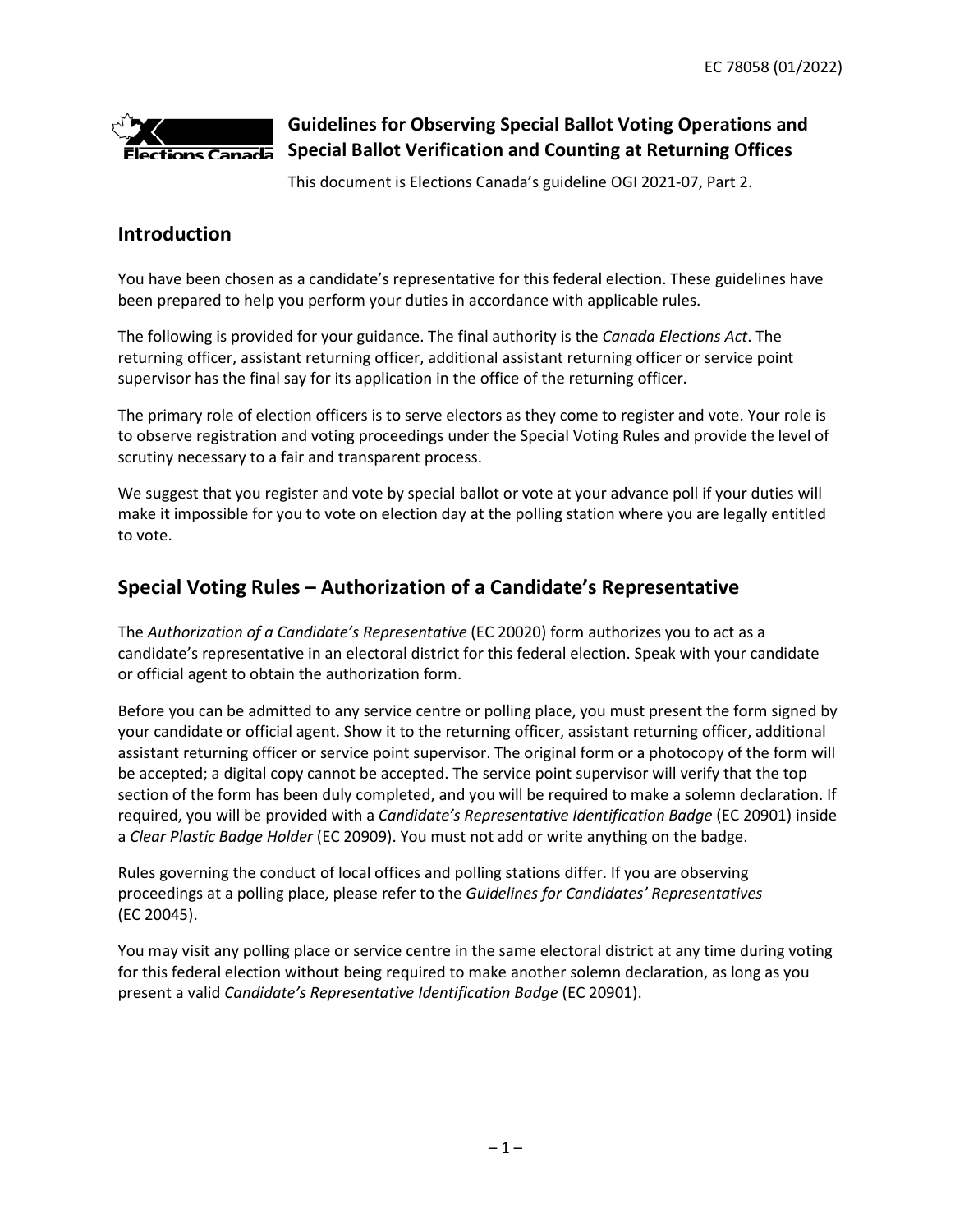EC 78058 (01/2022)

# Guidelines for Observing Special Ballot Voting Operations and Special Ballot Verification and Counting at Returning Offices

This document is Elections Canada's guideline OGI 2021-07, Part 2.

## Introduction

You have been chosen as a candidate's representative for this federal election. These guidelines have been prepared to help you perform your duties in accordance with applicable rules.

The following is provided for your guidance. The final authority is the *Canada Elections Act*. The returning officer, assistant returning officer, additional assistant returning officer or service point supervisor has the final say for its application in the office of the returning officer.

The primary role of election officers is to serve electors as they come to register and vote. Your role is to observe registration and voting proceedings under the Special Voting Rules and provide the level of scrutiny necessary to a fair and transparent process.

We suggest that you register and vote by special ballot or vote at your advance poll if your duties will make it impossible for you to vote on election day at the polling station where you are legally entitled to vote.

## Special Voting Rules – Authorization of a Candidate's Representative

The *Authorization of a Candidate's Representative* (EC 20020) form authorizes you to act as a candidate's representative in an electoral district for this federal election. Speak with your candidate or official agent to obtain the authorization form.

Before you can be admitted to any service centre or polling place, you must present the form signed by your candidate or official agent. Show it to the returning officer, assistant returning officer, additional assistant returning officer or service point supervisor. The original form or a photocopy of the form will be accepted; a digital copy cannot be accepted. The service point supervisor will verify that the top section of the form has been duly completed, and you will be required to make a solemn declaration. If required, you will be provided with a *Candidate's Representative Identification Badge* (EC 20901) inside a *Clear Plastic Badge Holder* (EC 20909). You must not add or write anything on the badge.

Rules governing the conduct of local offices and polling stations differ. If you are observing proceedings at a polling place, please refer to the *Guidelines for Candidates' Representatives* (EC 20045).

You may visit any polling place or service centre in the same electoral district at any time during voting for this federal election without being required to make another solemn declaration, as long as you present a valid *Candidate's Representative Identification Badge* (EC 20901).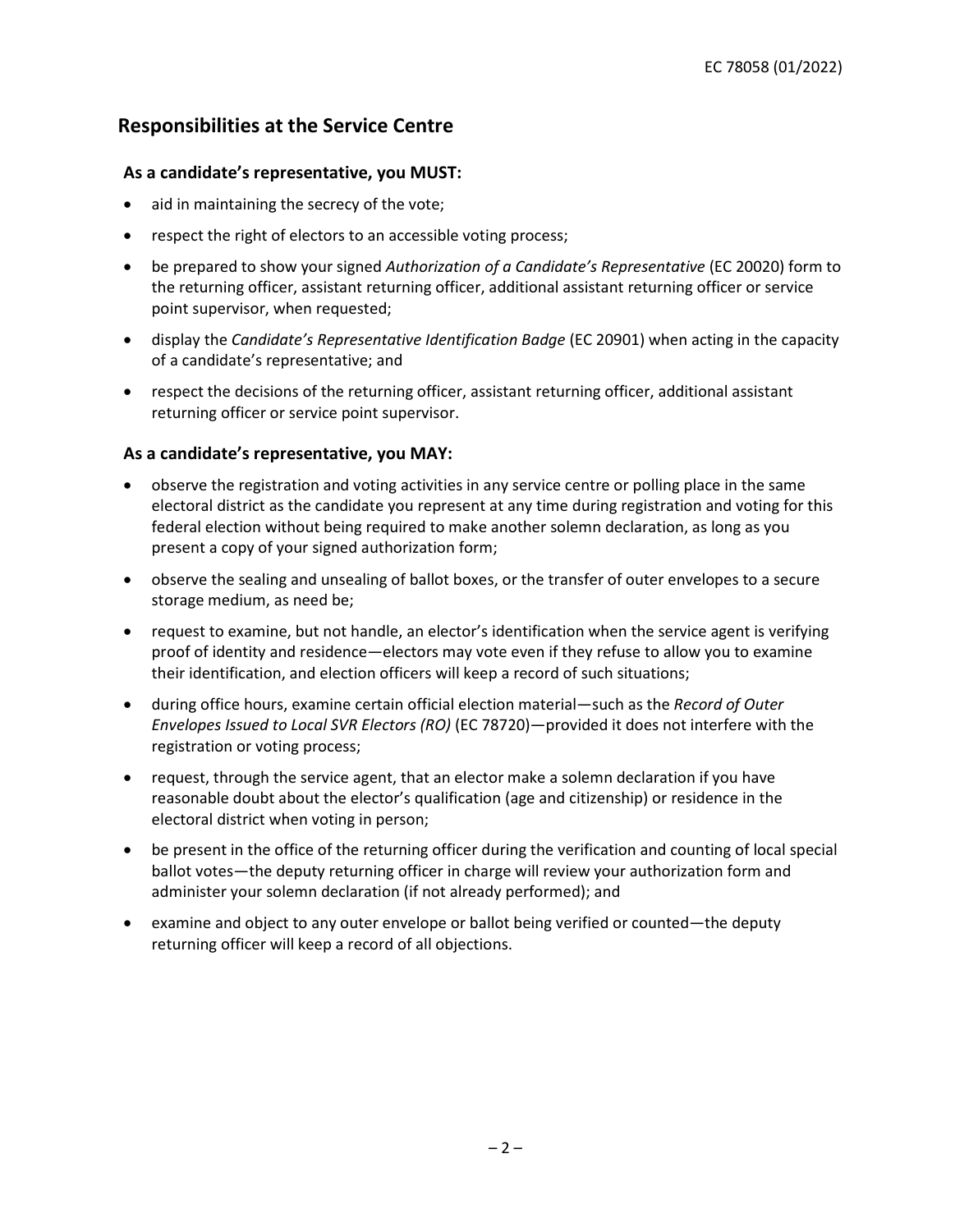## Responsibilities at the Service Centre

### As a candidate's representative, you MUST:

- aid in maintaining the secrecy of the vote;
- respect the right of electors to an accessible voting process;
- be prepared to show your signed *Authorization of a Candidate's Representative* (EC 20020) form to the returning officer, assistant returning officer, additional assistant returning officer or service point supervisor, when requested;
- display the *Candidate's Representative Identification Badge* (EC 20901) when acting in the capacity of a candidate's representative; and
- respect the decisions of the returning officer, assistant returning officer, additional assistant returning officer or service point supervisor.

### As a candidate's representative, you MAY:

- observe the registration and voting activities in any service centre or polling place in the same electoral district as the candidate you represent at any time during registration and voting for this federal election without being required to make another solemn declaration, as long as you present a copy of your signed authorization form;
- observe the sealing and unsealing of ballot boxes, or the transfer of outer envelopes to a secure storage medium, as need be;
- request to examine, but not handle, an elector's identification when the service agent is verifying proof of identity and residence—electors may vote even if they refuse to allow you to examine their identification, and election officers will keep a record of such situations;
- during office hours, examine certain official election material—such as the *Record of Outer Envelopes Issued to Local SVR Electors (RO)* (EC 78720)—provided it does not interfere with the registration or voting process;
- request, through the service agent, that an elector make a solemn declaration if you have reasonable doubt about the elector's qualification (age and citizenship) or residence in the electoral district when voting in person;
- be present in the office of the returning officer during the verification and counting of local special ballot votes—the deputy returning officer in charge will review your authorization form and administer your solemn declaration (if not already performed); and
- examine and object to any outer envelope or ballot being verified or counted—the deputy returning officer will keep a record of all objections.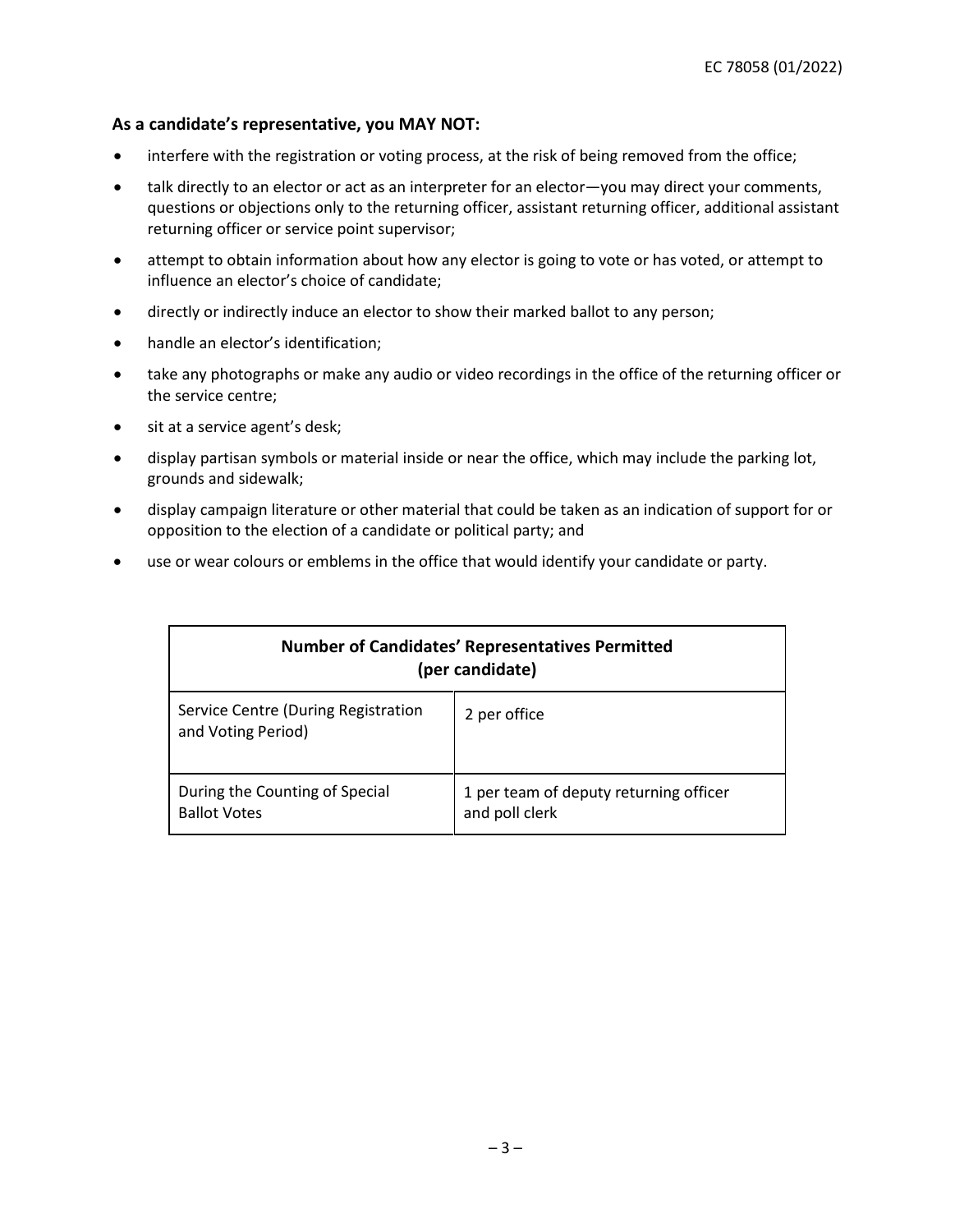### As a candidate's representative, you MAY NOT:

- interfere with the registration or voting process, at the risk of being removed from the office;
- talk directly to an elector or act as an interpreter for an elector—you may direct your comments, questions or objections only to the returning officer, assistant returning officer, additional assistant returning officer or service point supervisor;
- attempt to obtain information about how any elector is going to vote or has voted, or attempt to influence an elector's choice of candidate;
- directly or indirectly induce an elector to show their marked ballot to any person;
- handle an elector's identification;
- take any photographs or make any audio or video recordings in the office of the returning officer or the service centre;
- sit at a service agent's desk;
- display partisan symbols or material inside or near the office, which may include the parking lot, grounds and sidewalk;
- display campaign literature or other material that could be taken as an indication of support for or opposition to the election of a candidate or political party; and
- use or wear colours or emblems in the office that would identify your candidate or party.

| **Number of Candidates' Representatives Permitted (per candidate)** | |
|---|---|
| Service Centre (During Registration and Voting Period) | 2 per office |
| During the Counting of Special Ballot Votes | 1 per team of deputy returning officer and poll clerk |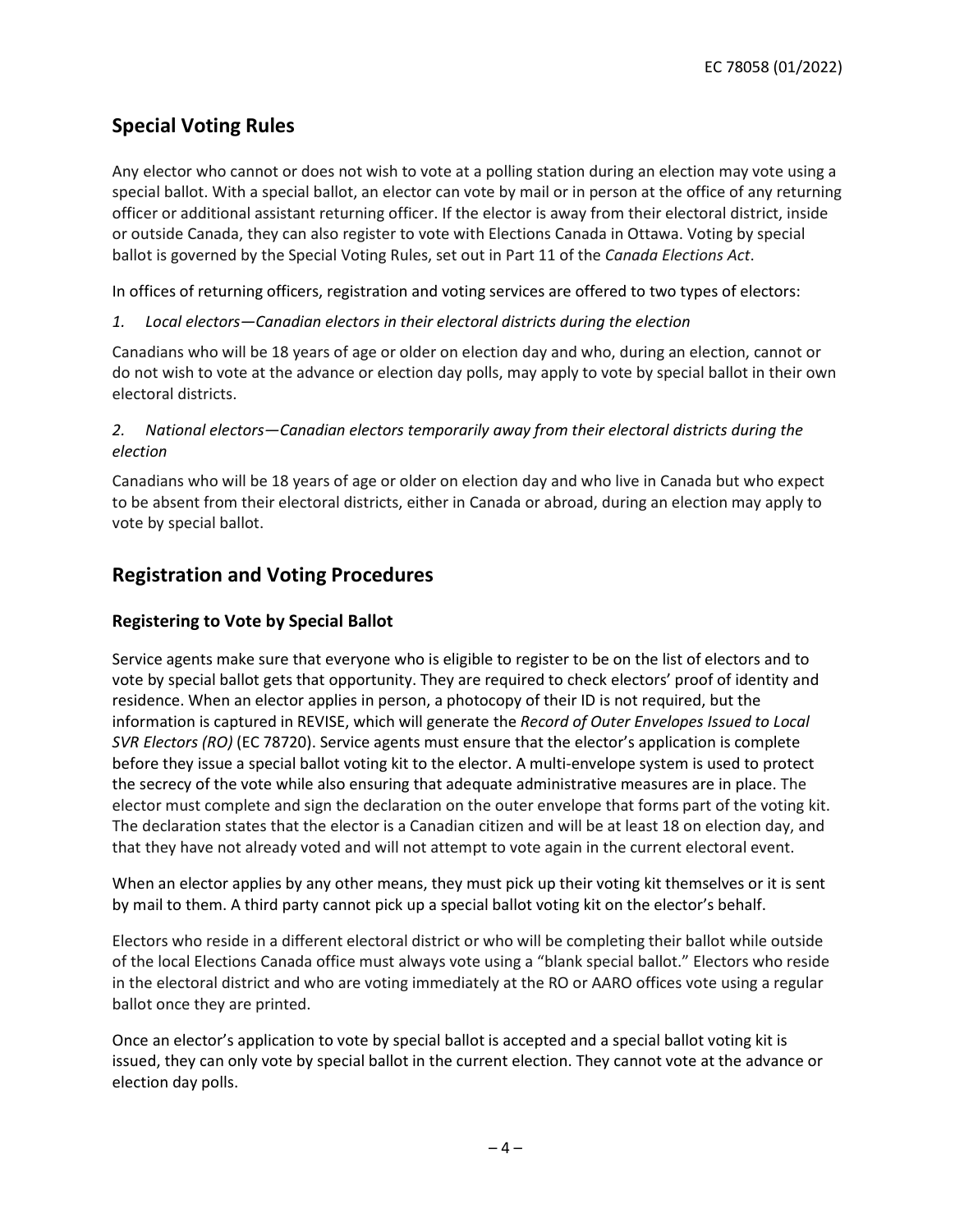## Special Voting Rules

Any elector who cannot or does not wish to vote at a polling station during an election may vote using a special ballot. With a special ballot, an elector can vote by mail or in person at the office of any returning officer or additional assistant returning officer. If the elector is away from their electoral district, inside or outside Canada, they can also register to vote with Elections Canada in Ottawa. Voting by special ballot is governed by the Special Voting Rules, set out in Part 11 of the *Canada Elections Act*.

In offices of returning officers, registration and voting services are offered to two types of electors:

*1. Local electors—Canadian electors in their electoral districts during the election*

Canadians who will be 18 years of age or older on election day and who, during an election, cannot or do not wish to vote at the advance or election day polls, may apply to vote by special ballot in their own electoral districts.

*2. National electors—Canadian electors temporarily away from their electoral districts during the election*

Canadians who will be 18 years of age or older on election day and who live in Canada but who expect to be absent from their electoral districts, either in Canada or abroad, during an election may apply to vote by special ballot.

## Registration and Voting Procedures

### Registering to Vote by Special Ballot

Service agents make sure that everyone who is eligible to register to be on the list of electors and to vote by special ballot gets that opportunity. They are required to check electors' proof of identity and residence. When an elector applies in person, a photocopy of their ID is not required, but the information is captured in REVISE, which will generate the *Record of Outer Envelopes Issued to Local SVR Electors (RO)* (EC 78720). Service agents must ensure that the elector's application is complete before they issue a special ballot voting kit to the elector. A multi-envelope system is used to protect the secrecy of the vote while also ensuring that adequate administrative measures are in place. The elector must complete and sign the declaration on the outer envelope that forms part of the voting kit. The declaration states that the elector is a Canadian citizen and will be at least 18 on election day, and that they have not already voted and will not attempt to vote again in the current electoral event.

When an elector applies by any other means, they must pick up their voting kit themselves or it is sent by mail to them. A third party cannot pick up a special ballot voting kit on the elector's behalf.

Electors who reside in a different electoral district or who will be completing their ballot while outside of the local Elections Canada office must always vote using a "blank special ballot." Electors who reside in the electoral district and who are voting immediately at the RO or AARO offices vote using a regular ballot once they are printed.

Once an elector's application to vote by special ballot is accepted and a special ballot voting kit is issued, they can only vote by special ballot in the current election. They cannot vote at the advance or election day polls.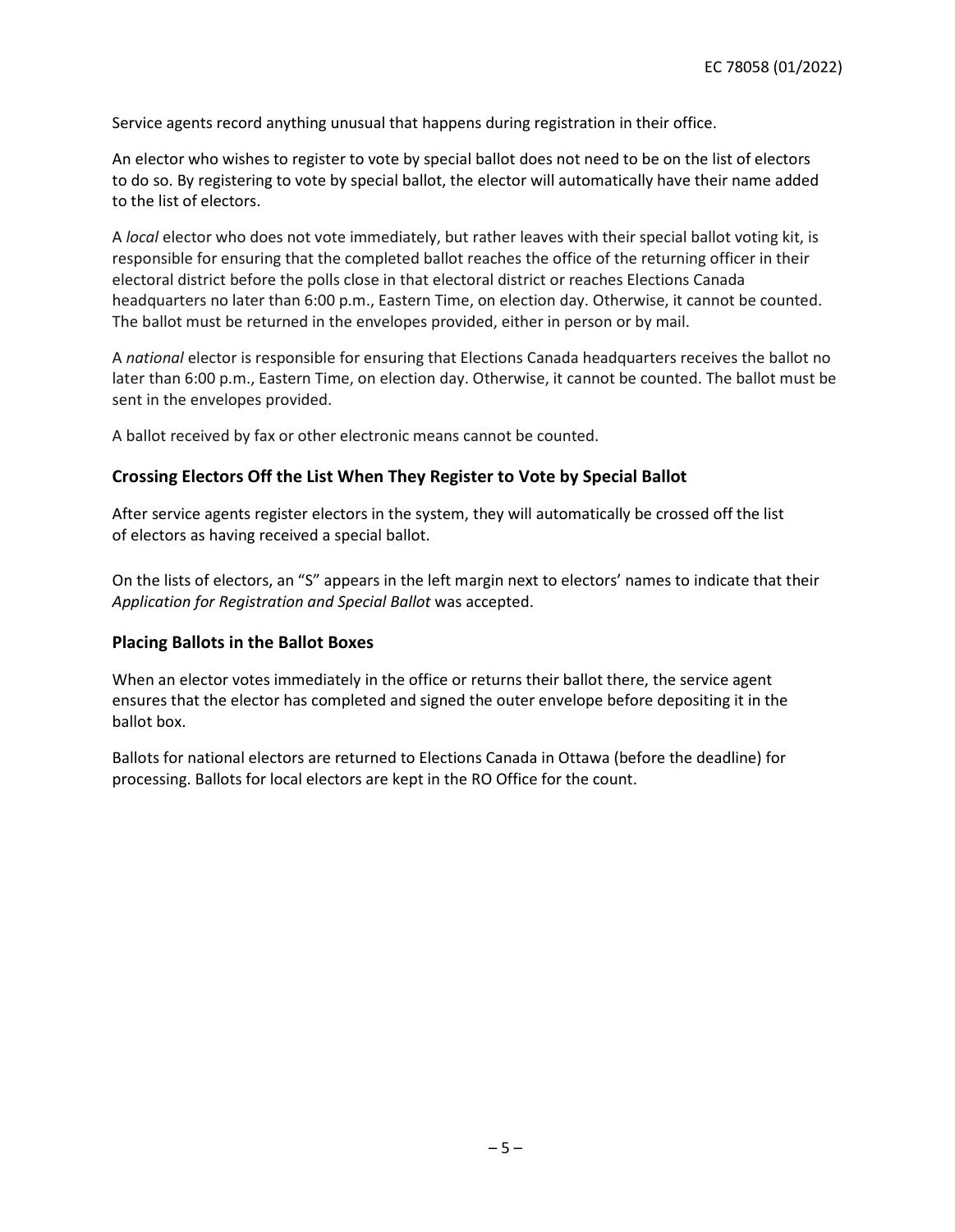Service agents record anything unusual that happens during registration in their office.

An elector who wishes to register to vote by special ballot does not need to be on the list of electors to do so. By registering to vote by special ballot, the elector will automatically have their name added to the list of electors.

A *local* elector who does not vote immediately, but rather leaves with their special ballot voting kit, is responsible for ensuring that the completed ballot reaches the office of the returning officer in their electoral district before the polls close in that electoral district or reaches Elections Canada headquarters no later than 6:00 p.m., Eastern Time, on election day. Otherwise, it cannot be counted. The ballot must be returned in the envelopes provided, either in person or by mail.

A *national* elector is responsible for ensuring that Elections Canada headquarters receives the ballot no later than 6:00 p.m., Eastern Time, on election day. Otherwise, it cannot be counted. The ballot must be sent in the envelopes provided.

A ballot received by fax or other electronic means cannot be counted.

### Crossing Electors Off the List When They Register to Vote by Special Ballot

After service agents register electors in the system, they will automatically be crossed off the list of electors as having received a special ballot.

On the lists of electors, an "S" appears in the left margin next to electors' names to indicate that their *Application for Registration and Special Ballot* was accepted.

### Placing Ballots in the Ballot Boxes

When an elector votes immediately in the office or returns their ballot there, the service agent ensures that the elector has completed and signed the outer envelope before depositing it in the ballot box.

Ballots for national electors are returned to Elections Canada in Ottawa (before the deadline) for processing. Ballots for local electors are kept in the RO Office for the count.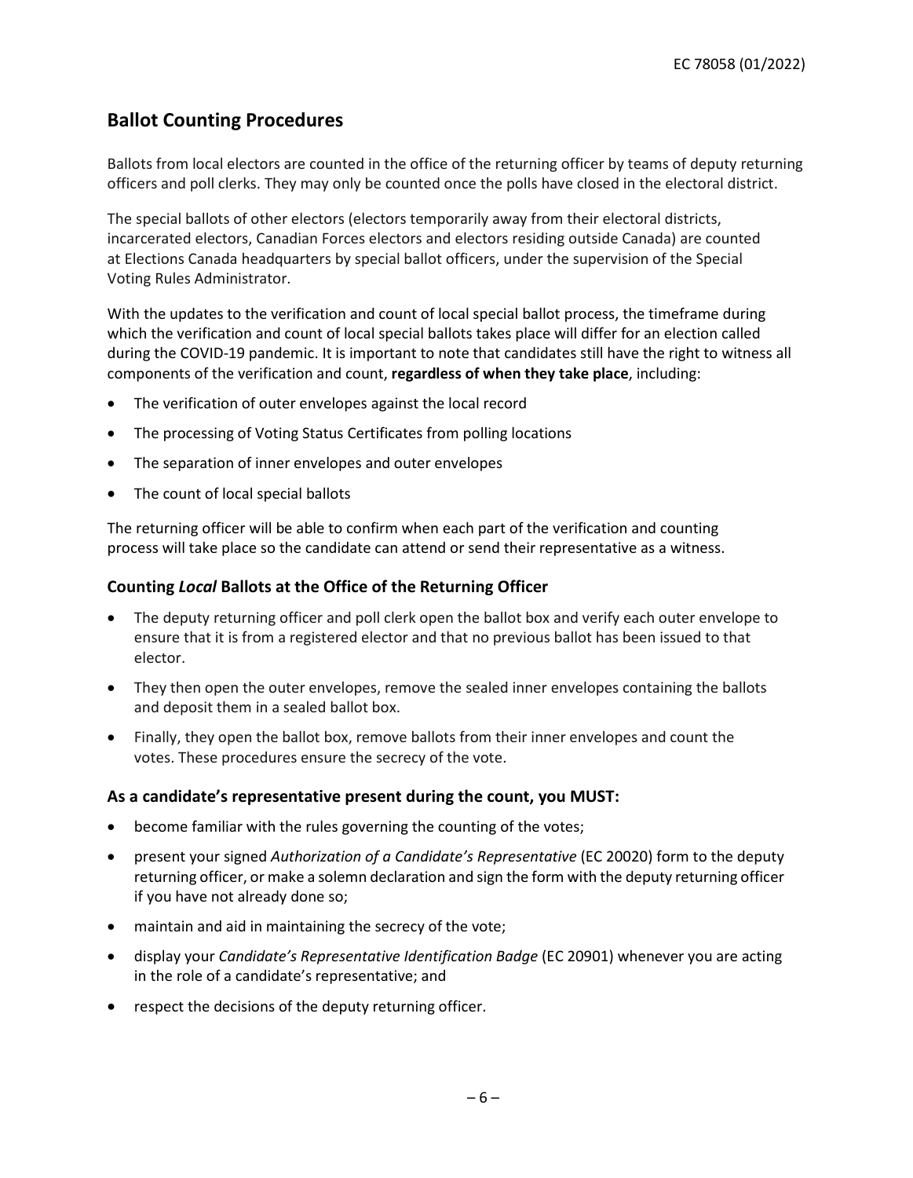## Ballot Counting Procedures

Ballots from local electors are counted in the office of the returning officer by teams of deputy returning officers and poll clerks. They may only be counted once the polls have closed in the electoral district.

The special ballots of other electors (electors temporarily away from their electoral districts, incarcerated electors, Canadian Forces electors and electors residing outside Canada) are counted at Elections Canada headquarters by special ballot officers, under the supervision of the Special Voting Rules Administrator.

With the updates to the verification and count of local special ballot process, the timeframe during which the verification and count of local special ballots takes place will differ for an election called during the COVID-19 pandemic. It is important to note that candidates still have the right to witness all components of the verification and count, **regardless of when they take place**, including:

- The verification of outer envelopes against the local record
- The processing of Voting Status Certificates from polling locations
- The separation of inner envelopes and outer envelopes
- The count of local special ballots

The returning officer will be able to confirm when each part of the verification and counting process will take place so the candidate can attend or send their representative as a witness.

### Counting *Local* Ballots at the Office of the Returning Officer

- The deputy returning officer and poll clerk open the ballot box and verify each outer envelope to ensure that it is from a registered elector and that no previous ballot has been issued to that elector.
- They then open the outer envelopes, remove the sealed inner envelopes containing the ballots and deposit them in a sealed ballot box.
- Finally, they open the ballot box, remove ballots from their inner envelopes and count the votes. These procedures ensure the secrecy of the vote.

### As a candidate's representative present during the count, you MUST:

- become familiar with the rules governing the counting of the votes;
- present your signed *Authorization of a Candidate's Representative* (EC 20020) form to the deputy returning officer, or make a solemn declaration and sign the form with the deputy returning officer if you have not already done so;
- maintain and aid in maintaining the secrecy of the vote;
- display your *Candidate's Representative Identification Badge* (EC 20901) whenever you are acting in the role of a candidate's representative; and
- respect the decisions of the deputy returning officer.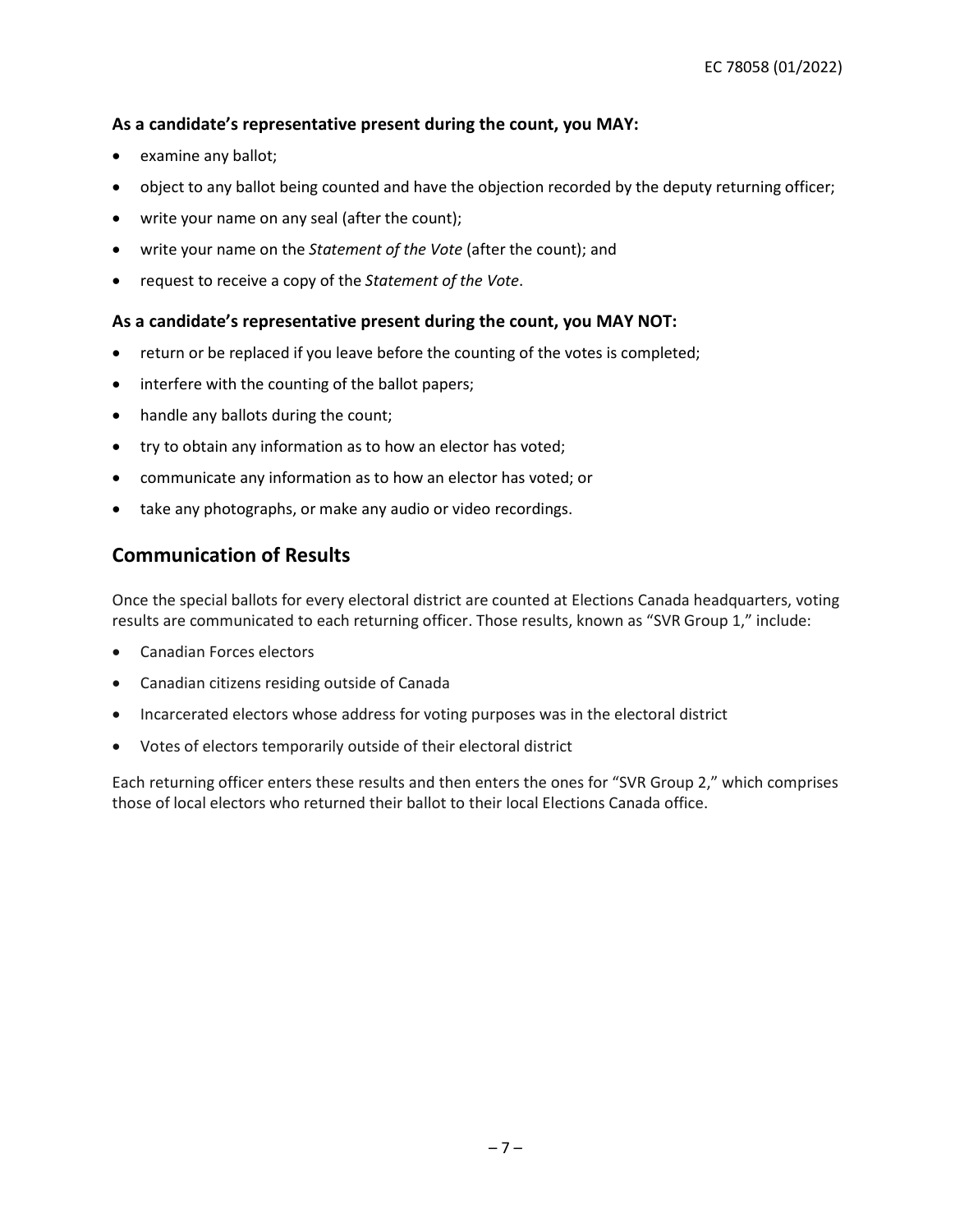**As a candidate's representative present during the count, you MAY:**

- examine any ballot;
- object to any ballot being counted and have the objection recorded by the deputy returning officer;
- write your name on any seal (after the count);
- write your name on the *Statement of the Vote* (after the count); and
- request to receive a copy of the *Statement of the Vote*.

**As a candidate's representative present during the count, you MAY NOT:**

- return or be replaced if you leave before the counting of the votes is completed;
- interfere with the counting of the ballot papers;
- handle any ballots during the count;
- try to obtain any information as to how an elector has voted;
- communicate any information as to how an elector has voted; or
- take any photographs, or make any audio or video recordings.

## Communication of Results

Once the special ballots for every electoral district are counted at Elections Canada headquarters, voting results are communicated to each returning officer. Those results, known as "SVR Group 1," include:

- Canadian Forces electors
- Canadian citizens residing outside of Canada
- Incarcerated electors whose address for voting purposes was in the electoral district
- Votes of electors temporarily outside of their electoral district

Each returning officer enters these results and then enters the ones for "SVR Group 2," which comprises those of local electors who returned their ballot to their local Elections Canada office.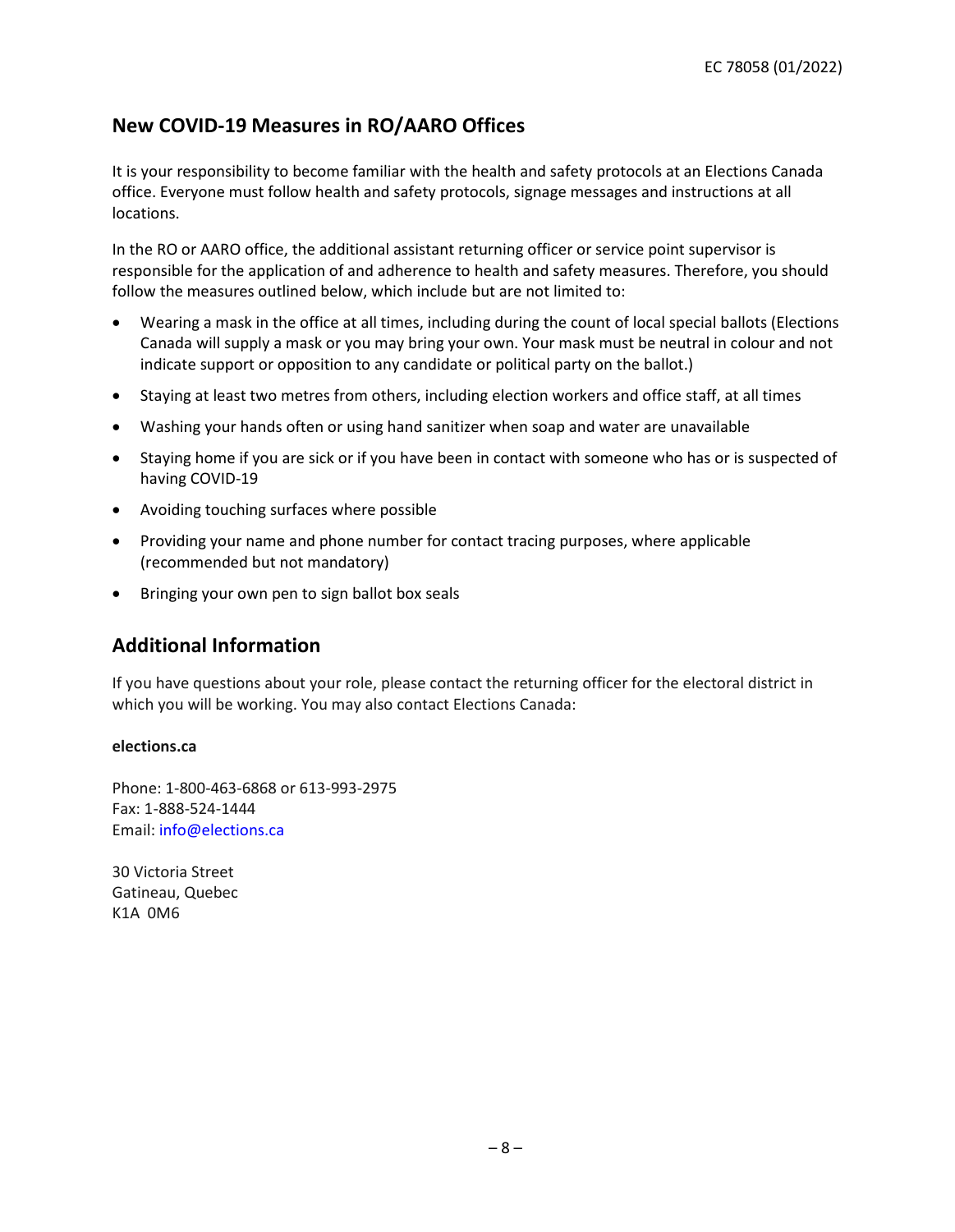## New COVID-19 Measures in RO/AARO Offices

It is your responsibility to become familiar with the health and safety protocols at an Elections Canada office. Everyone must follow health and safety protocols, signage messages and instructions at all locations.

In the RO or AARO office, the additional assistant returning officer or service point supervisor is responsible for the application of and adherence to health and safety measures. Therefore, you should follow the measures outlined below, which include but are not limited to:

- Wearing a mask in the office at all times, including during the count of local special ballots (Elections Canada will supply a mask or you may bring your own. Your mask must be neutral in colour and not indicate support or opposition to any candidate or political party on the ballot.)
- Staying at least two metres from others, including election workers and office staff, at all times
- Washing your hands often or using hand sanitizer when soap and water are unavailable
- Staying home if you are sick or if you have been in contact with someone who has or is suspected of having COVID-19
- Avoiding touching surfaces where possible
- Providing your name and phone number for contact tracing purposes, where applicable (recommended but not mandatory)
- Bringing your own pen to sign ballot box seals

## Additional Information

If you have questions about your role, please contact the returning officer for the electoral district in which you will be working. You may also contact Elections Canada:

**elections.ca**

Phone: 1-800-463-6868 or 613-993-2975
Fax: 1-888-524-1444
Email: info@elections.ca

30 Victoria Street
Gatineau, Quebec
K1A 0M6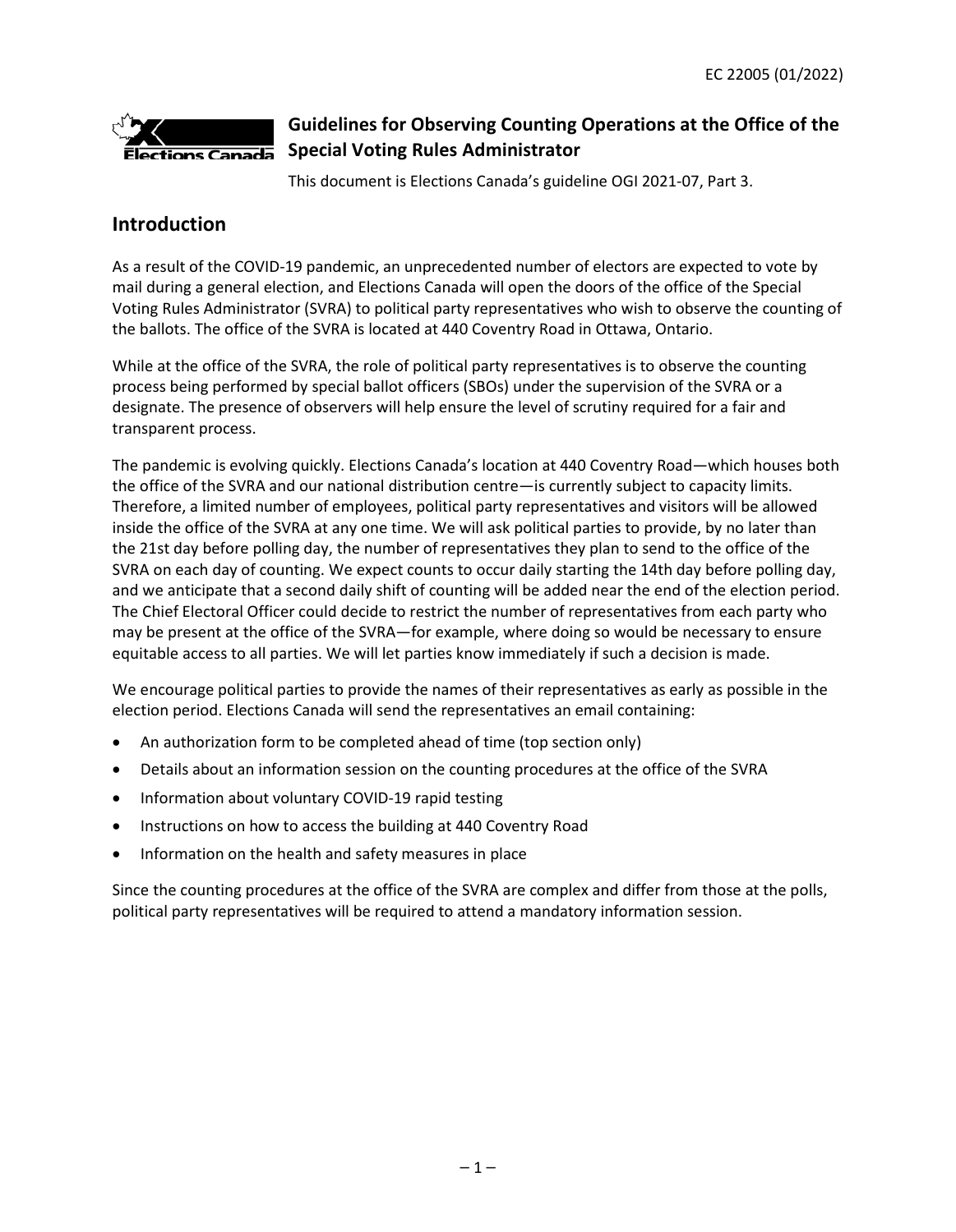EC 22005 (01/2022)

# Guidelines for Observing Counting Operations at the Office of the Special Voting Rules Administrator

This document is Elections Canada's guideline OGI 2021-07, Part 3.

## Introduction

As a result of the COVID-19 pandemic, an unprecedented number of electors are expected to vote by mail during a general election, and Elections Canada will open the doors of the office of the Special Voting Rules Administrator (SVRA) to political party representatives who wish to observe the counting of the ballots. The office of the SVRA is located at 440 Coventry Road in Ottawa, Ontario.

While at the office of the SVRA, the role of political party representatives is to observe the counting process being performed by special ballot officers (SBOs) under the supervision of the SVRA or a designate. The presence of observers will help ensure the level of scrutiny required for a fair and transparent process.

The pandemic is evolving quickly. Elections Canada's location at 440 Coventry Road—which houses both the office of the SVRA and our national distribution centre—is currently subject to capacity limits. Therefore, a limited number of employees, political party representatives and visitors will be allowed inside the office of the SVRA at any one time. We will ask political parties to provide, by no later than the 21st day before polling day, the number of representatives they plan to send to the office of the SVRA on each day of counting. We expect counts to occur daily starting the 14th day before polling day, and we anticipate that a second daily shift of counting will be added near the end of the election period. The Chief Electoral Officer could decide to restrict the number of representatives from each party who may be present at the office of the SVRA—for example, where doing so would be necessary to ensure equitable access to all parties. We will let parties know immediately if such a decision is made.

We encourage political parties to provide the names of their representatives as early as possible in the election period. Elections Canada will send the representatives an email containing:

- An authorization form to be completed ahead of time (top section only)
- Details about an information session on the counting procedures at the office of the SVRA
- Information about voluntary COVID-19 rapid testing
- Instructions on how to access the building at 440 Coventry Road
- Information on the health and safety measures in place

Since the counting procedures at the office of the SVRA are complex and differ from those at the polls, political party representatives will be required to attend a mandatory information session.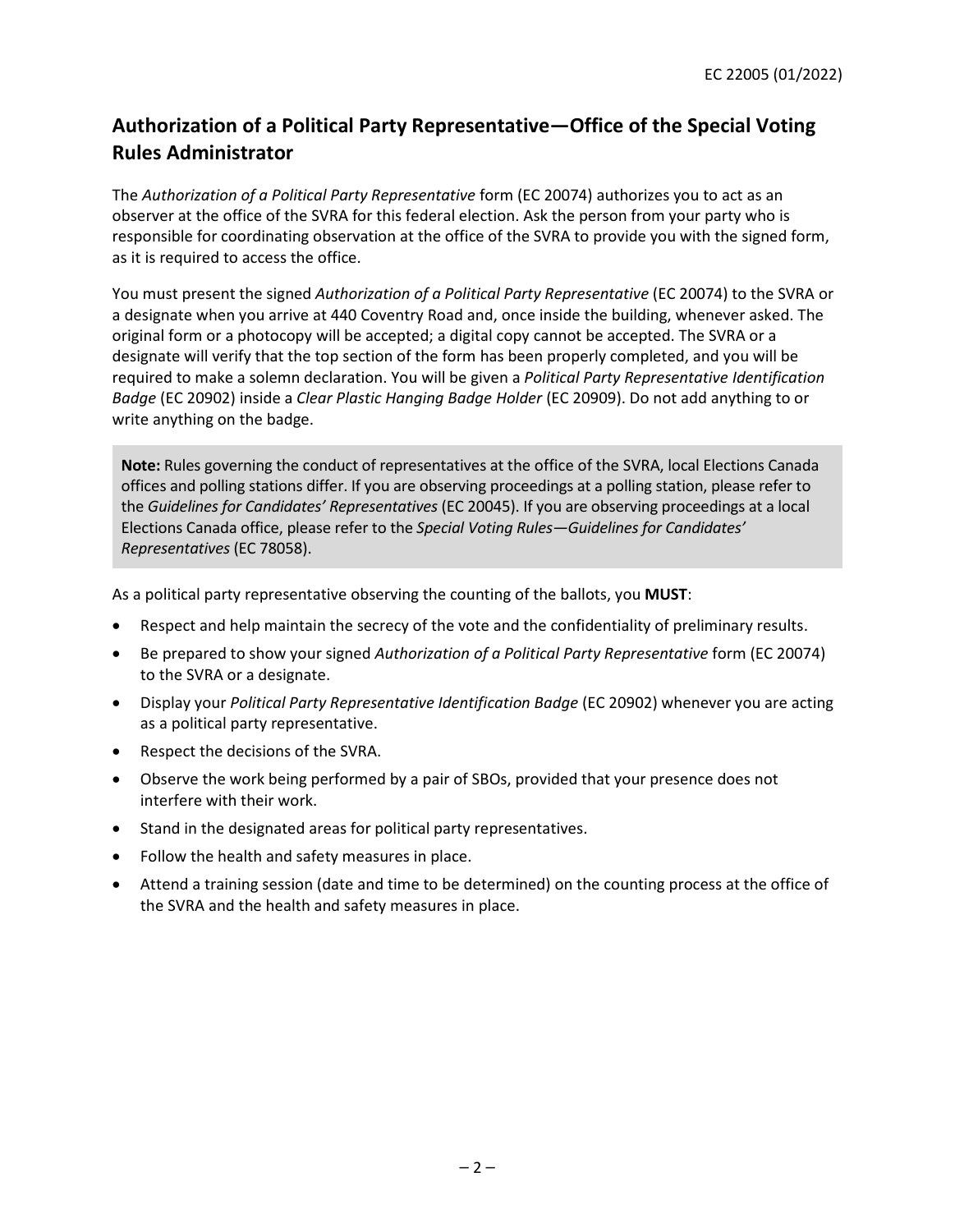## Authorization of a Political Party Representative—Office of the Special Voting Rules Administrator

The *Authorization of a Political Party Representative* form (EC 20074) authorizes you to act as an observer at the office of the SVRA for this federal election. Ask the person from your party who is responsible for coordinating observation at the office of the SVRA to provide you with the signed form, as it is required to access the office.

You must present the signed *Authorization of a Political Party Representative* (EC 20074) to the SVRA or a designate when you arrive at 440 Coventry Road and, once inside the building, whenever asked. The original form or a photocopy will be accepted; a digital copy cannot be accepted. The SVRA or a designate will verify that the top section of the form has been properly completed, and you will be required to make a solemn declaration. You will be given a *Political Party Representative Identification Badge* (EC 20902) inside a *Clear Plastic Hanging Badge Holder* (EC 20909). Do not add anything to or write anything on the badge.

**Note:** Rules governing the conduct of representatives at the office of the SVRA, local Elections Canada offices and polling stations differ. If you are observing proceedings at a polling station, please refer to the *Guidelines for Candidates' Representatives* (EC 20045). If you are observing proceedings at a local Elections Canada office, please refer to the *Special Voting Rules—Guidelines for Candidates' Representatives* (EC 78058).

As a political party representative observing the counting of the ballots, you **MUST**:

- Respect and help maintain the secrecy of the vote and the confidentiality of preliminary results.
- Be prepared to show your signed *Authorization of a Political Party Representative* form (EC 20074) to the SVRA or a designate.
- Display your *Political Party Representative Identification Badge* (EC 20902) whenever you are acting as a political party representative.
- Respect the decisions of the SVRA.
- Observe the work being performed by a pair of SBOs, provided that your presence does not interfere with their work.
- Stand in the designated areas for political party representatives.
- Follow the health and safety measures in place.
- Attend a training session (date and time to be determined) on the counting process at the office of the SVRA and the health and safety measures in place.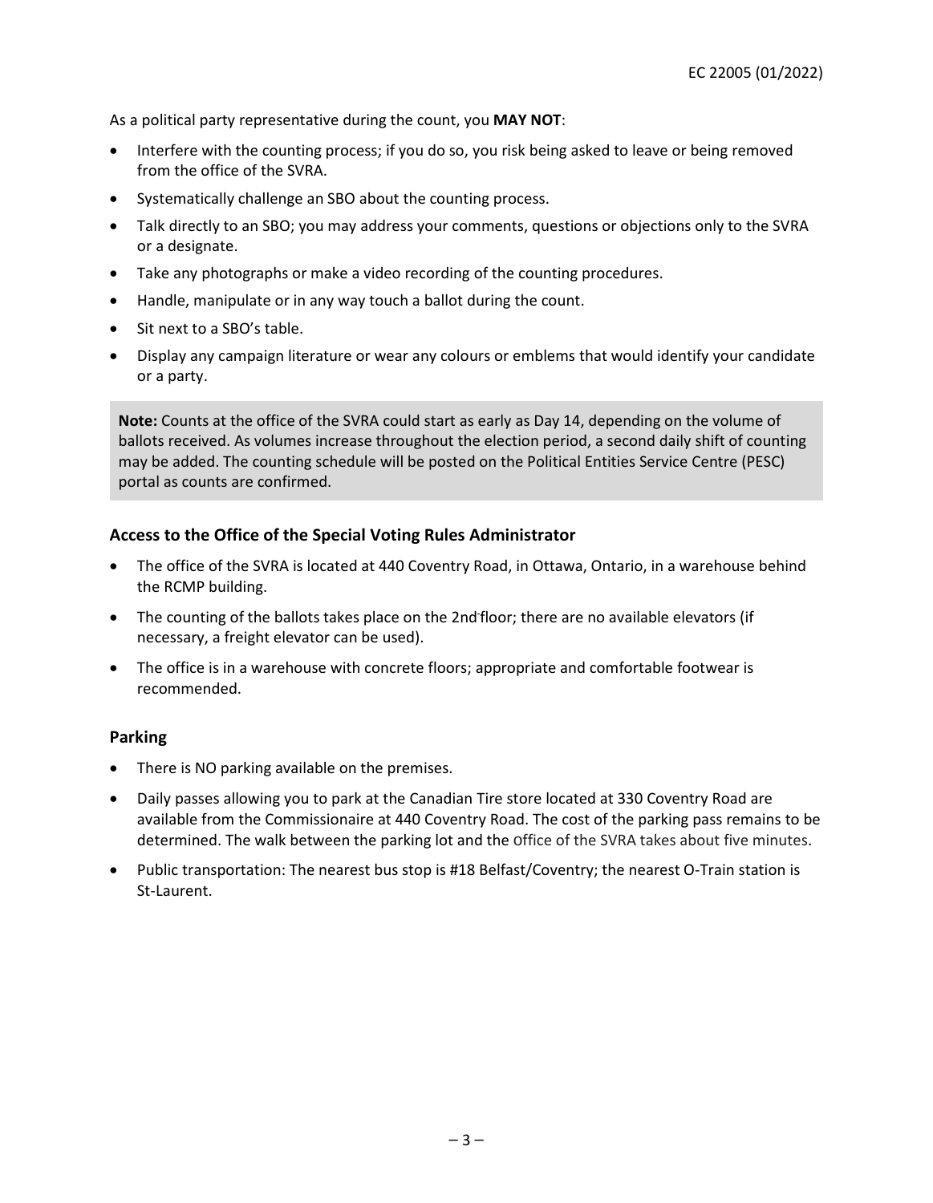As a political party representative during the count, you **MAY NOT**:

- Interfere with the counting process; if you do so, you risk being asked to leave or being removed from the office of the SVRA.
- Systematically challenge an SBO about the counting process.
- Talk directly to an SBO; you may address your comments, questions or objections only to the SVRA or a designate.
- Take any photographs or make a video recording of the counting procedures.
- Handle, manipulate or in any way touch a ballot during the count.
- Sit next to a SBO's table.
- Display any campaign literature or wear any colours or emblems that would identify your candidate or a party.

**Note:** Counts at the office of the SVRA could start as early as Day 14, depending on the volume of ballots received. As volumes increase throughout the election period, a second daily shift of counting may be added. The counting schedule will be posted on the Political Entities Service Centre (PESC) portal as counts are confirmed.

### Access to the Office of the Special Voting Rules Administrator

- The office of the SVRA is located at 440 Coventry Road, in Ottawa, Ontario, in a warehouse behind the RCMP building.
- The counting of the ballots takes place on the 2nd floor; there are no available elevators (if necessary, a freight elevator can be used).
- The office is in a warehouse with concrete floors; appropriate and comfortable footwear is recommended.

### Parking

- There is NO parking available on the premises.
- Daily passes allowing you to park at the Canadian Tire store located at 330 Coventry Road are available from the Commissionaire at 440 Coventry Road. The cost of the parking pass remains to be determined. The walk between the parking lot and the office of the SVRA takes about five minutes.
- Public transportation: The nearest bus stop is #18 Belfast/Coventry; the nearest O-Train station is St-Laurent.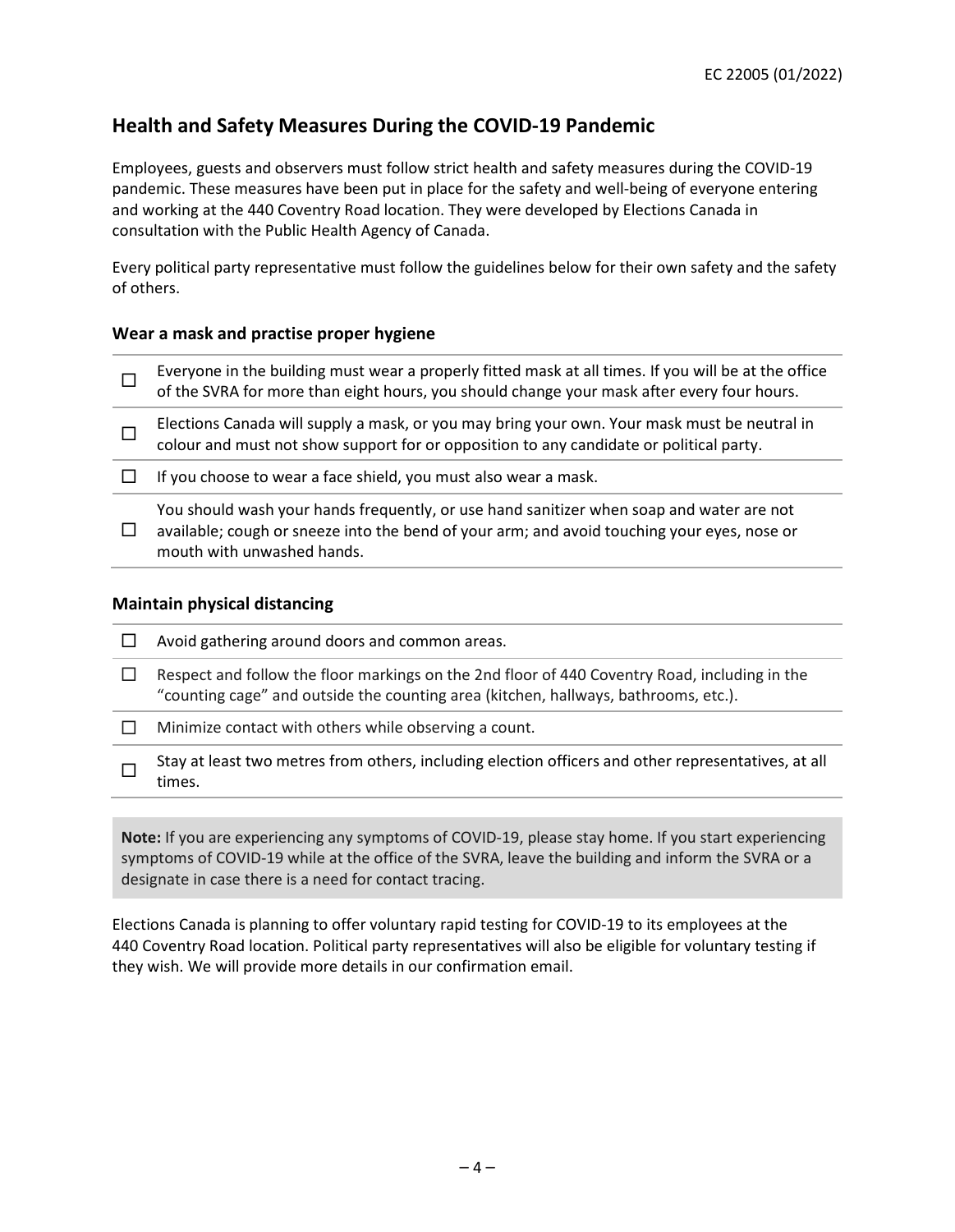## Health and Safety Measures During the COVID-19 Pandemic

Employees, guests and observers must follow strict health and safety measures during the COVID-19 pandemic. These measures have been put in place for the safety and well-being of everyone entering and working at the 440 Coventry Road location. They were developed by Elections Canada in consultation with the Public Health Agency of Canada.

Every political party representative must follow the guidelines below for their own safety and the safety of others.

### Wear a mask and practise proper hygiene

- ☐ Everyone in the building must wear a properly fitted mask at all times. If you will be at the office of the SVRA for more than eight hours, you should change your mask after every four hours.
- ☐ Elections Canada will supply a mask, or you may bring your own. Your mask must be neutral in colour and must not show support for or opposition to any candidate or political party.
- ☐ If you choose to wear a face shield, you must also wear a mask.
- ☐ You should wash your hands frequently, or use hand sanitizer when soap and water are not available; cough or sneeze into the bend of your arm; and avoid touching your eyes, nose or mouth with unwashed hands.

### Maintain physical distancing

- ☐ Avoid gathering around doors and common areas.
- ☐ Respect and follow the floor markings on the 2nd floor of 440 Coventry Road, including in the "counting cage" and outside the counting area (kitchen, hallways, bathrooms, etc.).
- ☐ Minimize contact with others while observing a count.
- ☐ Stay at least two metres from others, including election officers and other representatives, at all times.

> **Note:** If you are experiencing any symptoms of COVID-19, please stay home. If you start experiencing symptoms of COVID-19 while at the office of the SVRA, leave the building and inform the SVRA or a designate in case there is a need for contact tracing.

Elections Canada is planning to offer voluntary rapid testing for COVID-19 to its employees at the 440 Coventry Road location. Political party representatives will also be eligible for voluntary testing if they wish. We will provide more details in our confirmation email.